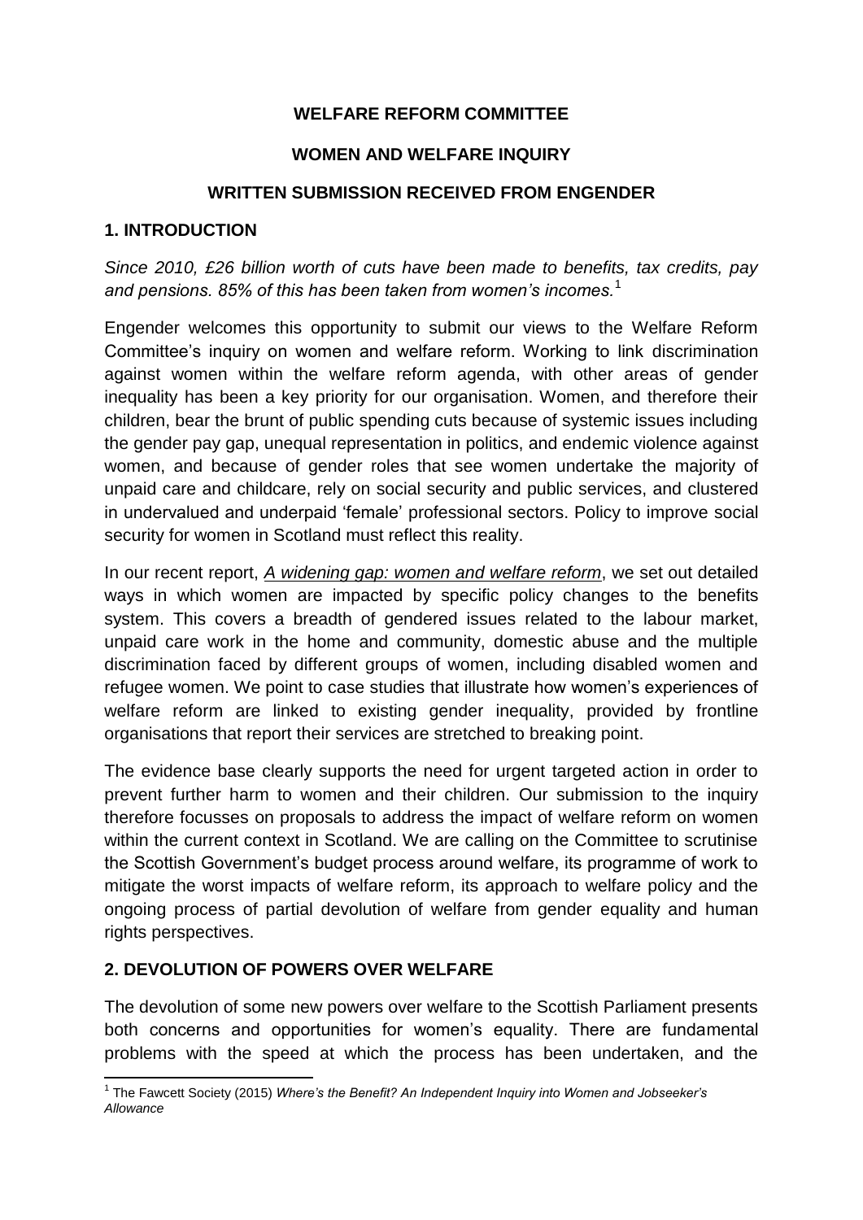# WELFARE REFORM COMMITTEE

## WOMEN AND WELFARE INQUIRY

## WRITTEN SUBMISSION RECEIVED FROM ENGENDER

## 1. INTRODUCTION

*Since 2010, £26 billion worth of cuts have been made to benefits, tax credits, pay and pensions. 85% of this has been taken from women's incomes.*[1]

Engender welcomes this opportunity to submit our views to the Welfare Reform Committee's inquiry on women and welfare reform. Working to link discrimination against women within the welfare reform agenda, with other areas of gender inequality has been a key priority for our organisation. Women, and therefore their children, bear the brunt of public spending cuts because of systemic issues including the gender pay gap, unequal representation in politics, and endemic violence against women, and because of gender roles that see women undertake the majority of unpaid care and childcare, rely on social security and public services, and clustered in undervalued and underpaid 'female' professional sectors. Policy to improve social security for women in Scotland must reflect this reality.

In our recent report, *A widening gap: women and welfare reform*, we set out detailed ways in which women are impacted by specific policy changes to the benefits system. This covers a breadth of gendered issues related to the labour market, unpaid care work in the home and community, domestic abuse and the multiple discrimination faced by different groups of women, including disabled women and refugee women. We point to case studies that illustrate how women's experiences of welfare reform are linked to existing gender inequality, provided by frontline organisations that report their services are stretched to breaking point.

The evidence base clearly supports the need for urgent targeted action in order to prevent further harm to women and their children. Our submission to the inquiry therefore focusses on proposals to address the impact of welfare reform on women within the current context in Scotland. We are calling on the Committee to scrutinise the Scottish Government's budget process around welfare, its programme of work to mitigate the worst impacts of welfare reform, its approach to welfare policy and the ongoing process of partial devolution of welfare from gender equality and human rights perspectives.

## 2. DEVOLUTION OF POWERS OVER WELFARE

The devolution of some new powers over welfare to the Scottish Parliament presents both concerns and opportunities for women's equality. There are fundamental problems with the speed at which the process has been undertaken, and the

[1] The Fawcett Society (2015) *Where's the Benefit? An Independent Inquiry into Women and Jobseeker's Allowance*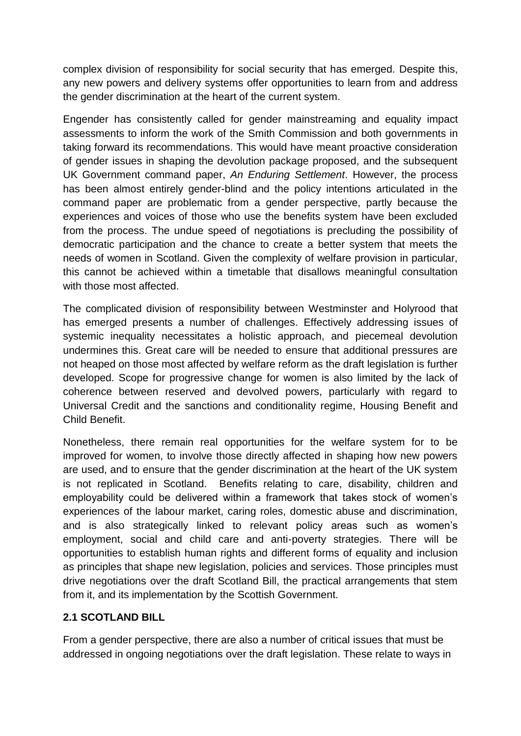complex division of responsibility for social security that has emerged. Despite this, any new powers and delivery systems offer opportunities to learn from and address the gender discrimination at the heart of the current system.

Engender has consistently called for gender mainstreaming and equality impact assessments to inform the work of the Smith Commission and both governments in taking forward its recommendations. This would have meant proactive consideration of gender issues in shaping the devolution package proposed, and the subsequent UK Government command paper, *An Enduring Settlement*. However, the process has been almost entirely gender-blind and the policy intentions articulated in the command paper are problematic from a gender perspective, partly because the experiences and voices of those who use the benefits system have been excluded from the process. The undue speed of negotiations is precluding the possibility of democratic participation and the chance to create a better system that meets the needs of women in Scotland. Given the complexity of welfare provision in particular, this cannot be achieved within a timetable that disallows meaningful consultation with those most affected.

The complicated division of responsibility between Westminster and Holyrood that has emerged presents a number of challenges. Effectively addressing issues of systemic inequality necessitates a holistic approach, and piecemeal devolution undermines this. Great care will be needed to ensure that additional pressures are not heaped on those most affected by welfare reform as the draft legislation is further developed. Scope for progressive change for women is also limited by the lack of coherence between reserved and devolved powers, particularly with regard to Universal Credit and the sanctions and conditionality regime, Housing Benefit and Child Benefit.

Nonetheless, there remain real opportunities for the welfare system for to be improved for women, to involve those directly affected in shaping how new powers are used, and to ensure that the gender discrimination at the heart of the UK system is not replicated in Scotland. Benefits relating to care, disability, children and employability could be delivered within a framework that takes stock of women's experiences of the labour market, caring roles, domestic abuse and discrimination, and is also strategically linked to relevant policy areas such as women's employment, social and child care and anti-poverty strategies. There will be opportunities to establish human rights and different forms of equality and inclusion as principles that shape new legislation, policies and services. Those principles must drive negotiations over the draft Scotland Bill, the practical arrangements that stem from it, and its implementation by the Scottish Government.

### 2.1 SCOTLAND BILL

From a gender perspective, there are also a number of critical issues that must be addressed in ongoing negotiations over the draft legislation. These relate to ways in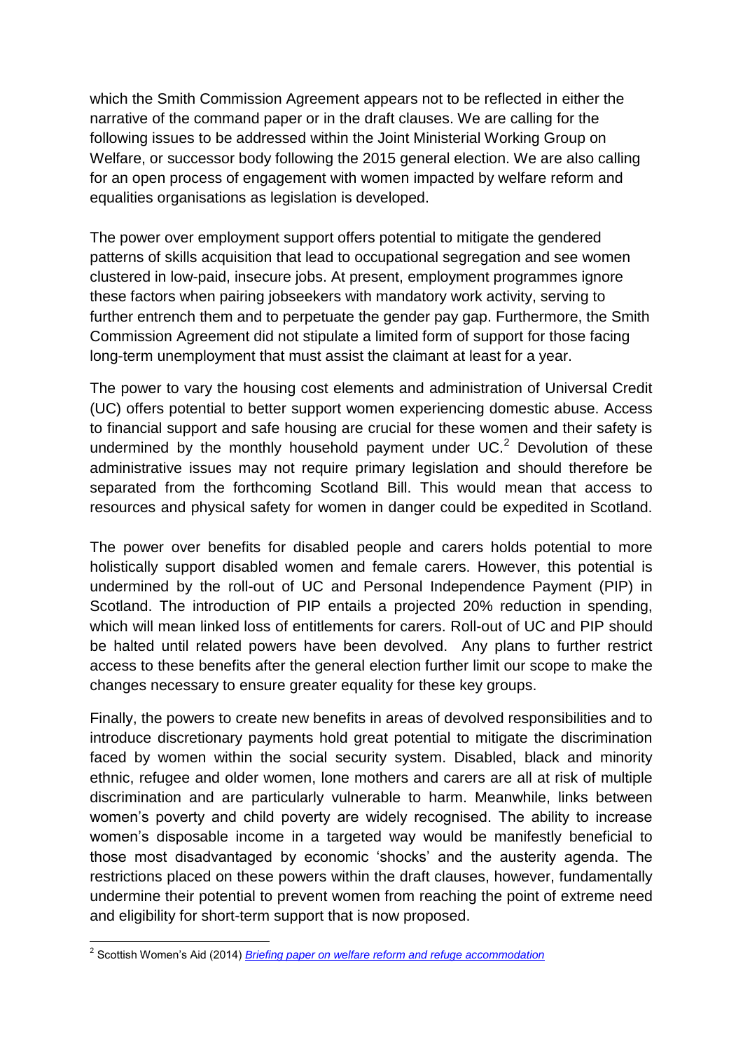which the Smith Commission Agreement appears not to be reflected in either the narrative of the command paper or in the draft clauses. We are calling for the following issues to be addressed within the Joint Ministerial Working Group on Welfare, or successor body following the 2015 general election. We are also calling for an open process of engagement with women impacted by welfare reform and equalities organisations as legislation is developed.

The power over employment support offers potential to mitigate the gendered patterns of skills acquisition that lead to occupational segregation and see women clustered in low-paid, insecure jobs. At present, employment programmes ignore these factors when pairing jobseekers with mandatory work activity, serving to further entrench them and to perpetuate the gender pay gap. Furthermore, the Smith Commission Agreement did not stipulate a limited form of support for those facing long-term unemployment that must assist the claimant at least for a year.

The power to vary the housing cost elements and administration of Universal Credit (UC) offers potential to better support women experiencing domestic abuse. Access to financial support and safe housing are crucial for these women and their safety is undermined by the monthly household payment under UC.[2] Devolution of these administrative issues may not require primary legislation and should therefore be separated from the forthcoming Scotland Bill. This would mean that access to resources and physical safety for women in danger could be expedited in Scotland.

The power over benefits for disabled people and carers holds potential to more holistically support disabled women and female carers. However, this potential is undermined by the roll-out of UC and Personal Independence Payment (PIP) in Scotland. The introduction of PIP entails a projected 20% reduction in spending, which will mean linked loss of entitlements for carers. Roll-out of UC and PIP should be halted until related powers have been devolved. Any plans to further restrict access to these benefits after the general election further limit our scope to make the changes necessary to ensure greater equality for these key groups.

Finally, the powers to create new benefits in areas of devolved responsibilities and to introduce discretionary payments hold great potential to mitigate the discrimination faced by women within the social security system. Disabled, black and minority ethnic, refugee and older women, lone mothers and carers are all at risk of multiple discrimination and are particularly vulnerable to harm. Meanwhile, links between women's poverty and child poverty are widely recognised. The ability to increase women's disposable income in a targeted way would be manifestly beneficial to those most disadvantaged by economic 'shocks' and the austerity agenda. The restrictions placed on these powers within the draft clauses, however, fundamentally undermine their potential to prevent women from reaching the point of extreme need and eligibility for short-term support that is now proposed.

---

[2] Scottish Women's Aid (2014) *Briefing paper on welfare reform and refuge accommodation*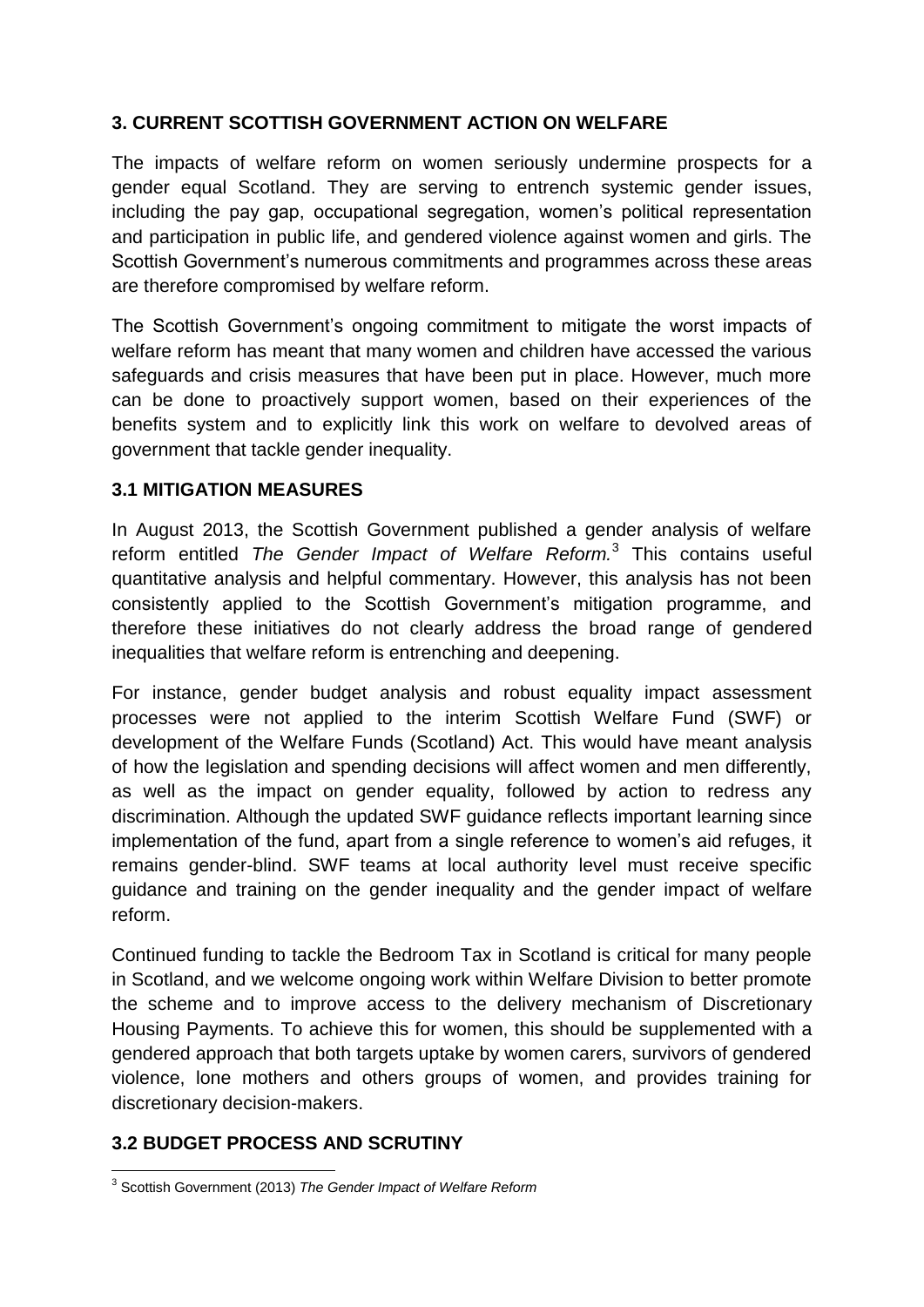## 3. CURRENT SCOTTISH GOVERNMENT ACTION ON WELFARE

The impacts of welfare reform on women seriously undermine prospects for a gender equal Scotland. They are serving to entrench systemic gender issues, including the pay gap, occupational segregation, women's political representation and participation in public life, and gendered violence against women and girls. The Scottish Government's numerous commitments and programmes across these areas are therefore compromised by welfare reform.

The Scottish Government's ongoing commitment to mitigate the worst impacts of welfare reform has meant that many women and children have accessed the various safeguards and crisis measures that have been put in place. However, much more can be done to proactively support women, based on their experiences of the benefits system and to explicitly link this work on welfare to devolved areas of government that tackle gender inequality.

### 3.1 MITIGATION MEASURES

In August 2013, the Scottish Government published a gender analysis of welfare reform entitled *The Gender Impact of Welfare Reform.*[3] This contains useful quantitative analysis and helpful commentary. However, this analysis has not been consistently applied to the Scottish Government's mitigation programme, and therefore these initiatives do not clearly address the broad range of gendered inequalities that welfare reform is entrenching and deepening.

For instance, gender budget analysis and robust equality impact assessment processes were not applied to the interim Scottish Welfare Fund (SWF) or development of the Welfare Funds (Scotland) Act. This would have meant analysis of how the legislation and spending decisions will affect women and men differently, as well as the impact on gender equality, followed by action to redress any discrimination. Although the updated SWF guidance reflects important learning since implementation of the fund, apart from a single reference to women's aid refuges, it remains gender-blind. SWF teams at local authority level must receive specific guidance and training on the gender inequality and the gender impact of welfare reform.

Continued funding to tackle the Bedroom Tax in Scotland is critical for many people in Scotland, and we welcome ongoing work within Welfare Division to better promote the scheme and to improve access to the delivery mechanism of Discretionary Housing Payments. To achieve this for women, this should be supplemented with a gendered approach that both targets uptake by women carers, survivors of gendered violence, lone mothers and others groups of women, and provides training for discretionary decision-makers.

### 3.2 BUDGET PROCESS AND SCRUTINY

[3] Scottish Government (2013) *The Gender Impact of Welfare Reform*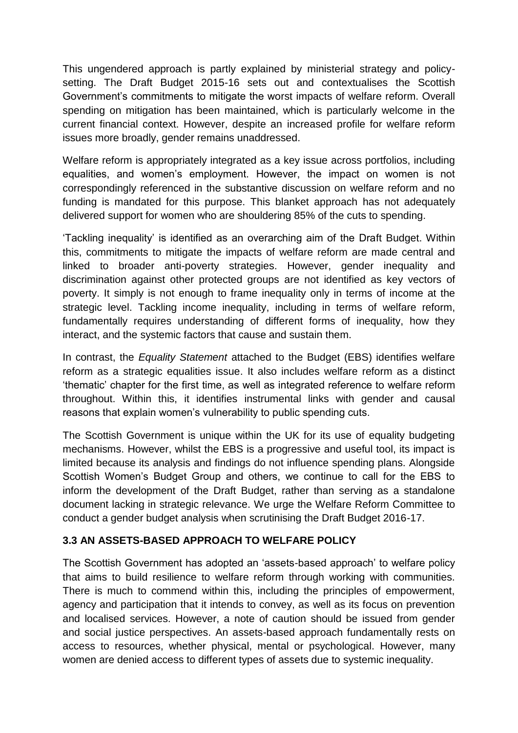This ungendered approach is partly explained by ministerial strategy and policy-setting. The Draft Budget 2015-16 sets out and contextualises the Scottish Government's commitments to mitigate the worst impacts of welfare reform. Overall spending on mitigation has been maintained, which is particularly welcome in the current financial context. However, despite an increased profile for welfare reform issues more broadly, gender remains unaddressed.

Welfare reform is appropriately integrated as a key issue across portfolios, including equalities, and women's employment. However, the impact on women is not correspondingly referenced in the substantive discussion on welfare reform and no funding is mandated for this purpose. This blanket approach has not adequately delivered support for women who are shouldering 85% of the cuts to spending.

'Tackling inequality' is identified as an overarching aim of the Draft Budget. Within this, commitments to mitigate the impacts of welfare reform are made central and linked to broader anti-poverty strategies. However, gender inequality and discrimination against other protected groups are not identified as key vectors of poverty. It simply is not enough to frame inequality only in terms of income at the strategic level. Tackling income inequality, including in terms of welfare reform, fundamentally requires understanding of different forms of inequality, how they interact, and the systemic factors that cause and sustain them.

In contrast, the *Equality Statement* attached to the Budget (EBS) identifies welfare reform as a strategic equalities issue. It also includes welfare reform as a distinct 'thematic' chapter for the first time, as well as integrated reference to welfare reform throughout. Within this, it identifies instrumental links with gender and causal reasons that explain women's vulnerability to public spending cuts.

The Scottish Government is unique within the UK for its use of equality budgeting mechanisms. However, whilst the EBS is a progressive and useful tool, its impact is limited because its analysis and findings do not influence spending plans. Alongside Scottish Women's Budget Group and others, we continue to call for the EBS to inform the development of the Draft Budget, rather than serving as a standalone document lacking in strategic relevance. We urge the Welfare Reform Committee to conduct a gender budget analysis when scrutinising the Draft Budget 2016-17.

### 3.3 AN ASSETS-BASED APPROACH TO WELFARE POLICY

The Scottish Government has adopted an 'assets-based approach' to welfare policy that aims to build resilience to welfare reform through working with communities. There is much to commend within this, including the principles of empowerment, agency and participation that it intends to convey, as well as its focus on prevention and localised services. However, a note of caution should be issued from gender and social justice perspectives. An assets-based approach fundamentally rests on access to resources, whether physical, mental or psychological. However, many women are denied access to different types of assets due to systemic inequality.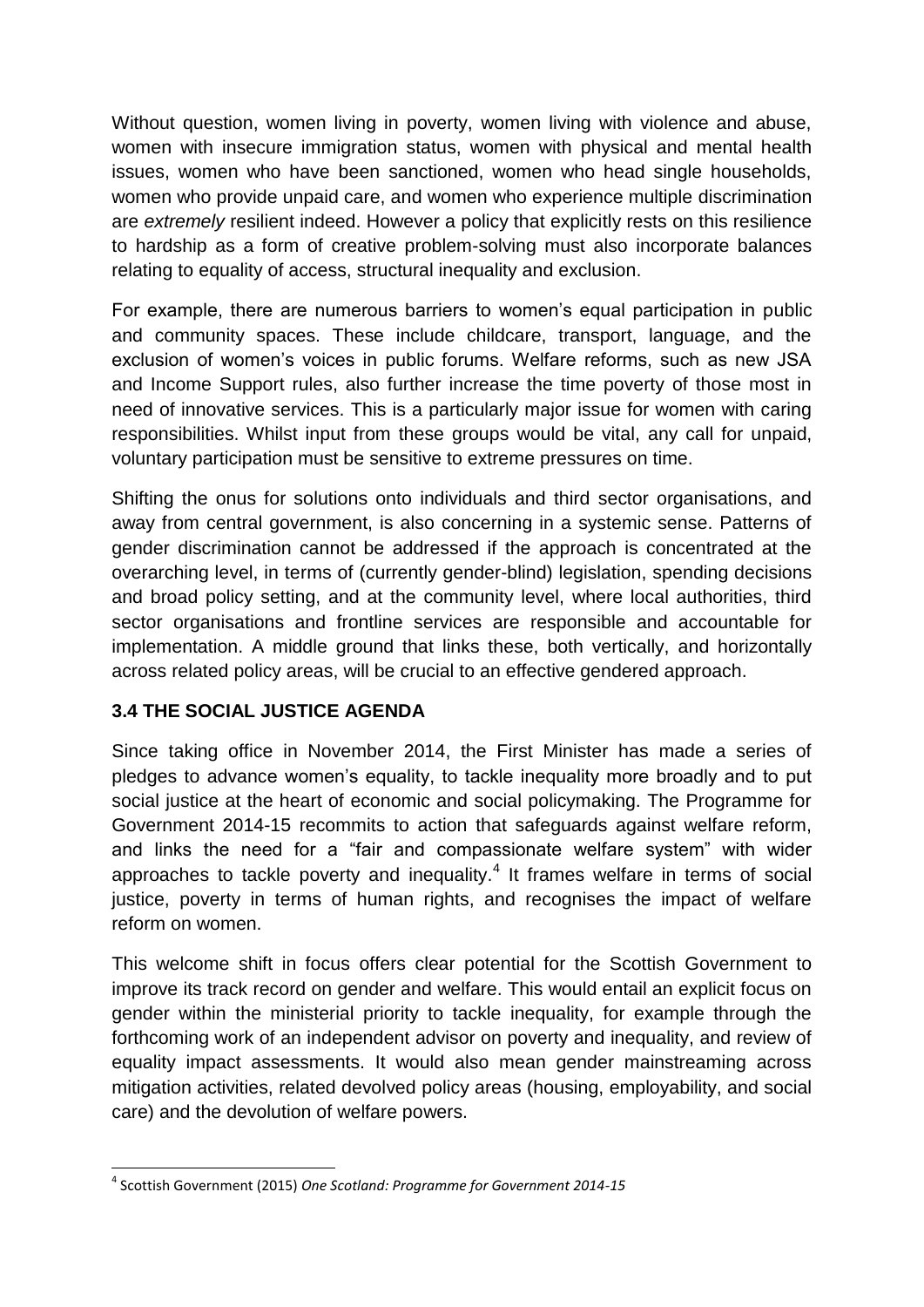Without question, women living in poverty, women living with violence and abuse, women with insecure immigration status, women with physical and mental health issues, women who have been sanctioned, women who head single households, women who provide unpaid care, and women who experience multiple discrimination are *extremely* resilient indeed. However a policy that explicitly rests on this resilience to hardship as a form of creative problem-solving must also incorporate balances relating to equality of access, structural inequality and exclusion.

For example, there are numerous barriers to women's equal participation in public and community spaces. These include childcare, transport, language, and the exclusion of women's voices in public forums. Welfare reforms, such as new JSA and Income Support rules, also further increase the time poverty of those most in need of innovative services. This is a particularly major issue for women with caring responsibilities. Whilst input from these groups would be vital, any call for unpaid, voluntary participation must be sensitive to extreme pressures on time.

Shifting the onus for solutions onto individuals and third sector organisations, and away from central government, is also concerning in a systemic sense. Patterns of gender discrimination cannot be addressed if the approach is concentrated at the overarching level, in terms of (currently gender-blind) legislation, spending decisions and broad policy setting, and at the community level, where local authorities, third sector organisations and frontline services are responsible and accountable for implementation. A middle ground that links these, both vertically, and horizontally across related policy areas, will be crucial to an effective gendered approach.

### 3.4 THE SOCIAL JUSTICE AGENDA

Since taking office in November 2014, the First Minister has made a series of pledges to advance women's equality, to tackle inequality more broadly and to put social justice at the heart of economic and social policymaking. The Programme for Government 2014-15 recommits to action that safeguards against welfare reform, and links the need for a "fair and compassionate welfare system" with wider approaches to tackle poverty and inequality.[4] It frames welfare in terms of social justice, poverty in terms of human rights, and recognises the impact of welfare reform on women.

This welcome shift in focus offers clear potential for the Scottish Government to improve its track record on gender and welfare. This would entail an explicit focus on gender within the ministerial priority to tackle inequality, for example through the forthcoming work of an independent advisor on poverty and inequality, and review of equality impact assessments. It would also mean gender mainstreaming across mitigation activities, related devolved policy areas (housing, employability, and social care) and the devolution of welfare powers.

[4] Scottish Government (2015) *One Scotland: Programme for Government 2014-15*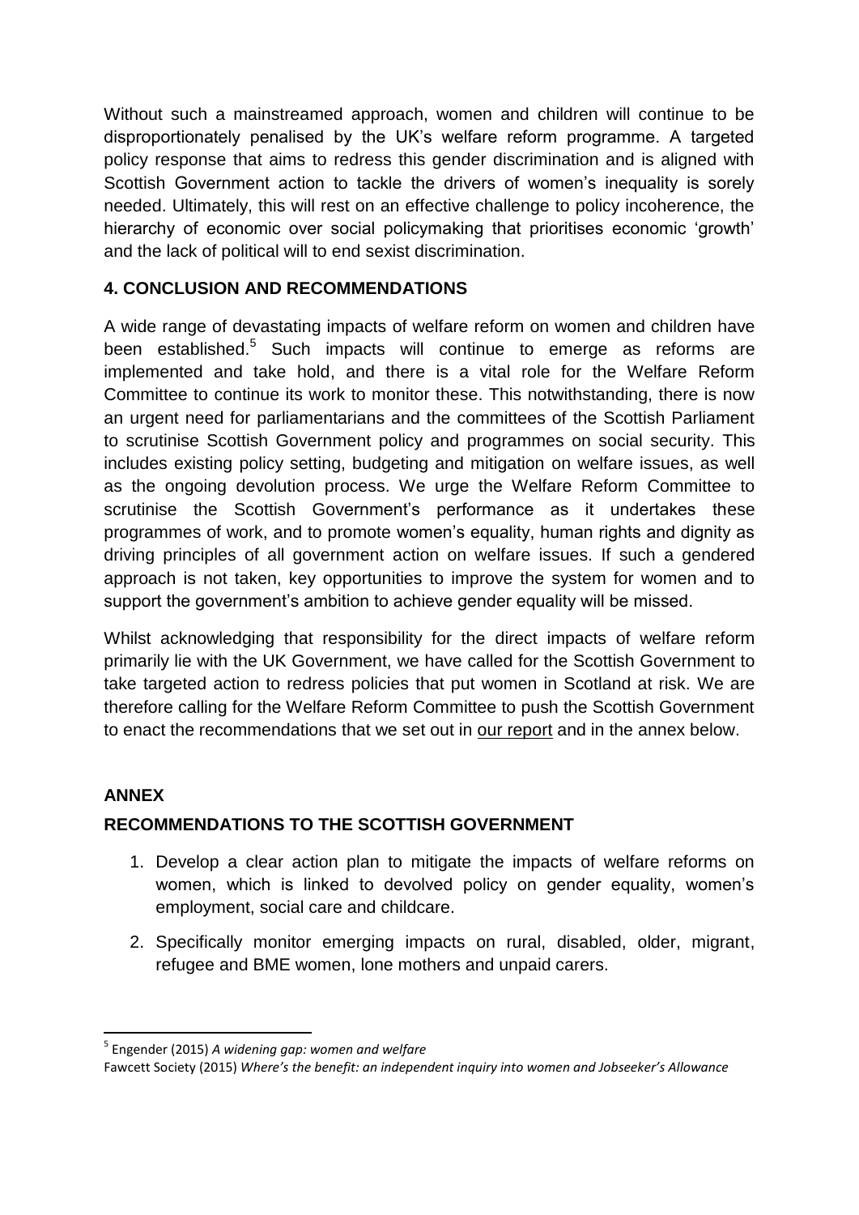Without such a mainstreamed approach, women and children will continue to be disproportionately penalised by the UK's welfare reform programme. A targeted policy response that aims to redress this gender discrimination and is aligned with Scottish Government action to tackle the drivers of women's inequality is sorely needed. Ultimately, this will rest on an effective challenge to policy incoherence, the hierarchy of economic over social policymaking that prioritises economic 'growth' and the lack of political will to end sexist discrimination.

## 4. CONCLUSION AND RECOMMENDATIONS

A wide range of devastating impacts of welfare reform on women and children have been established.[5] Such impacts will continue to emerge as reforms are implemented and take hold, and there is a vital role for the Welfare Reform Committee to continue its work to monitor these. This notwithstanding, there is now an urgent need for parliamentarians and the committees of the Scottish Parliament to scrutinise Scottish Government policy and programmes on social security. This includes existing policy setting, budgeting and mitigation on welfare issues, as well as the ongoing devolution process. We urge the Welfare Reform Committee to scrutinise the Scottish Government's performance as it undertakes these programmes of work, and to promote women's equality, human rights and dignity as driving principles of all government action on welfare issues. If such a gendered approach is not taken, key opportunities to improve the system for women and to support the government's ambition to achieve gender equality will be missed.

Whilst acknowledging that responsibility for the direct impacts of welfare reform primarily lie with the UK Government, we have called for the Scottish Government to take targeted action to redress policies that put women in Scotland at risk. We are therefore calling for the Welfare Reform Committee to push the Scottish Government to enact the recommendations that we set out in our report and in the annex below.

## ANNEX

### RECOMMENDATIONS TO THE SCOTTISH GOVERNMENT

1. Develop a clear action plan to mitigate the impacts of welfare reforms on women, which is linked to devolved policy on gender equality, women's employment, social care and childcare.
2. Specifically monitor emerging impacts on rural, disabled, older, migrant, refugee and BME women, lone mothers and unpaid carers.

---

[5] Engender (2015) *A widening gap: women and welfare*

Fawcett Society (2015) *Where's the benefit: an independent inquiry into women and Jobseeker's Allowance*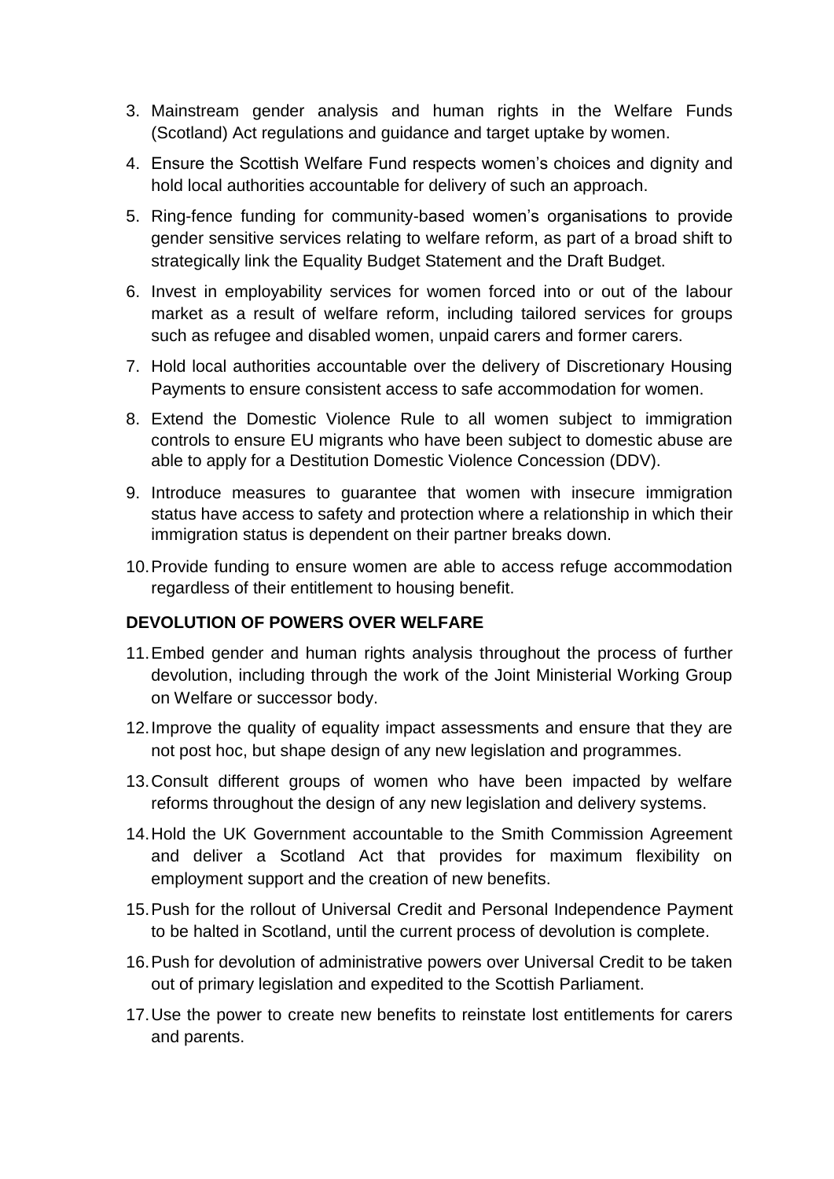3. Mainstream gender analysis and human rights in the Welfare Funds (Scotland) Act regulations and guidance and target uptake by women.
4. Ensure the Scottish Welfare Fund respects women's choices and dignity and hold local authorities accountable for delivery of such an approach.
5. Ring-fence funding for community-based women's organisations to provide gender sensitive services relating to welfare reform, as part of a broad shift to strategically link the Equality Budget Statement and the Draft Budget.
6. Invest in employability services for women forced into or out of the labour market as a result of welfare reform, including tailored services for groups such as refugee and disabled women, unpaid carers and former carers.
7. Hold local authorities accountable over the delivery of Discretionary Housing Payments to ensure consistent access to safe accommodation for women.
8. Extend the Domestic Violence Rule to all women subject to immigration controls to ensure EU migrants who have been subject to domestic abuse are able to apply for a Destitution Domestic Violence Concession (DDV).
9. Introduce measures to guarantee that women with insecure immigration status have access to safety and protection where a relationship in which their immigration status is dependent on their partner breaks down.
10. Provide funding to ensure women are able to access refuge accommodation regardless of their entitlement to housing benefit.

**DEVOLUTION OF POWERS OVER WELFARE**

11. Embed gender and human rights analysis throughout the process of further devolution, including through the work of the Joint Ministerial Working Group on Welfare or successor body.
12. Improve the quality of equality impact assessments and ensure that they are not post hoc, but shape design of any new legislation and programmes.
13. Consult different groups of women who have been impacted by welfare reforms throughout the design of any new legislation and delivery systems.
14. Hold the UK Government accountable to the Smith Commission Agreement and deliver a Scotland Act that provides for maximum flexibility on employment support and the creation of new benefits.
15. Push for the rollout of Universal Credit and Personal Independence Payment to be halted in Scotland, until the current process of devolution is complete.
16. Push for devolution of administrative powers over Universal Credit to be taken out of primary legislation and expedited to the Scottish Parliament.
17. Use the power to create new benefits to reinstate lost entitlements for carers and parents.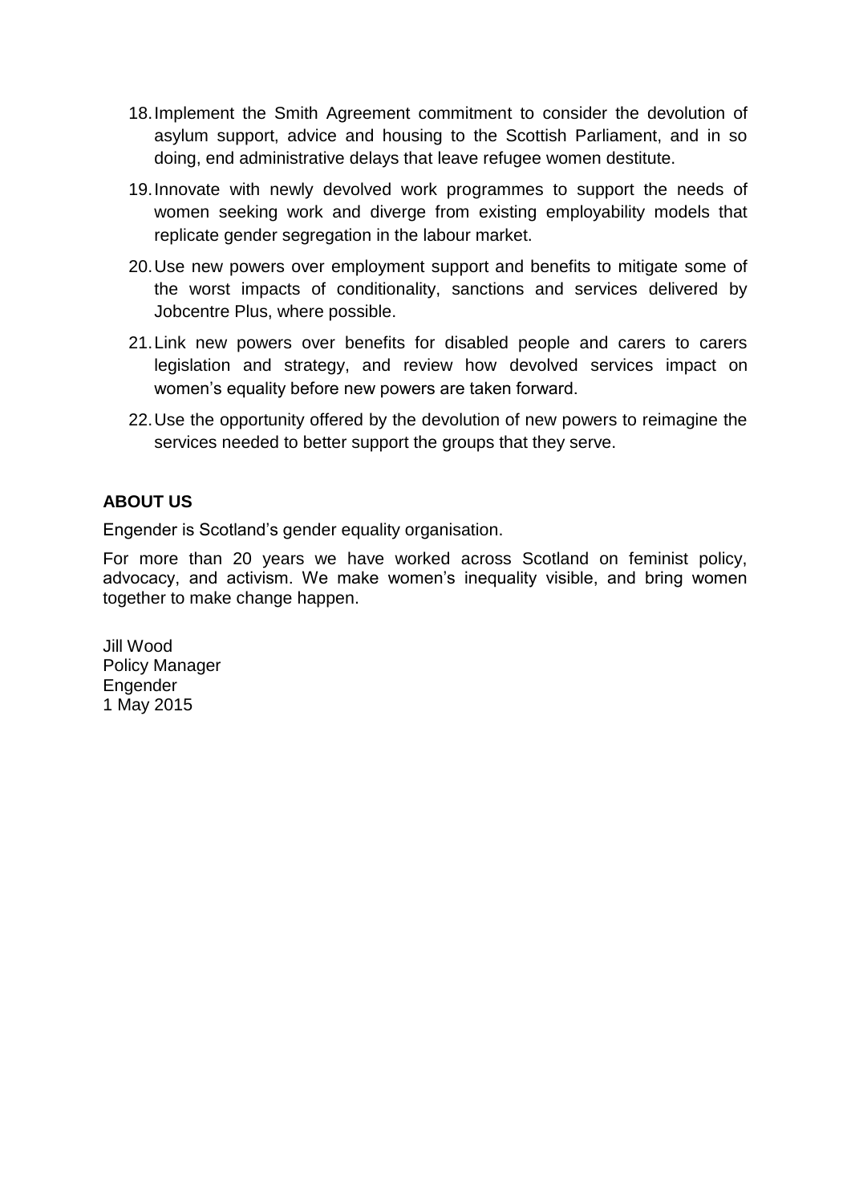18. Implement the Smith Agreement commitment to consider the devolution of asylum support, advice and housing to the Scottish Parliament, and in so doing, end administrative delays that leave refugee women destitute.

19. Innovate with newly devolved work programmes to support the needs of women seeking work and diverge from existing employability models that replicate gender segregation in the labour market.

20. Use new powers over employment support and benefits to mitigate some of the worst impacts of conditionality, sanctions and services delivered by Jobcentre Plus, where possible.

21. Link new powers over benefits for disabled people and carers to carers legislation and strategy, and review how devolved services impact on women's equality before new powers are taken forward.

22. Use the opportunity offered by the devolution of new powers to reimagine the services needed to better support the groups that they serve.

## ABOUT US

Engender is Scotland's gender equality organisation.

For more than 20 years we have worked across Scotland on feminist policy, advocacy, and activism. We make women's inequality visible, and bring women together to make change happen.

Jill Wood
Policy Manager
Engender
1 May 2015